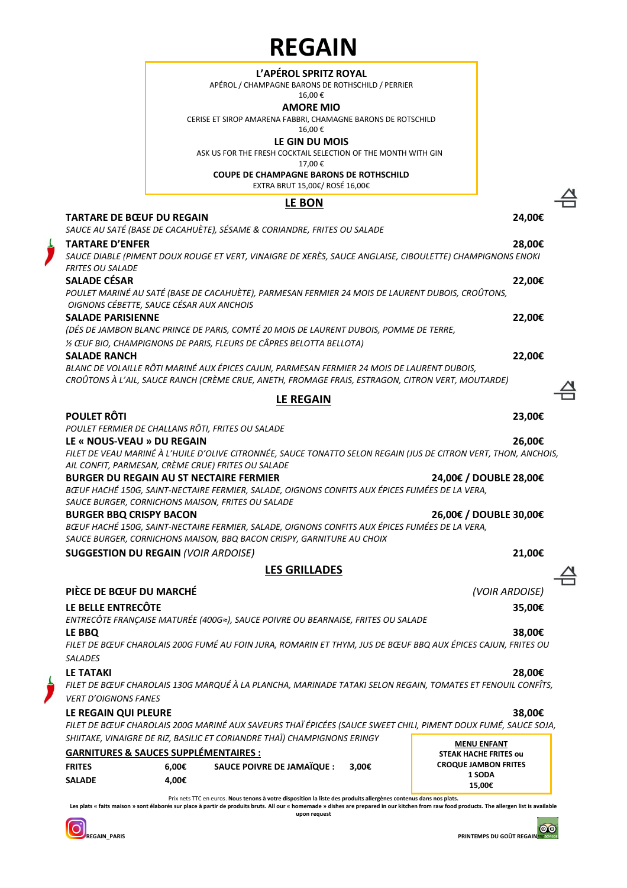# REGAIN

**L'APÉROL SPRITZ ROYAL**
APÉROL / CHAMPAGNE BARONS DE ROTHSCHILD / PERRIER
16,00 €

**AMORE MIO**
CERISE ET SIROP AMARENA FABBRI, CHAMAGNE BARONS DE ROTSCHILD
16,00 €

**LE GIN DU MOIS**
ASK US FOR THE FRESH COCKTAIL SELECTION OF THE MONTH WITH GIN
17,00 €

**COUPE DE CHAMPAGNE BARONS DE ROTHSCHILD**
EXTRA BRUT 15,00€/ ROSÉ 16,00€

## LE BON

**TARTARE DE BŒUF DU REGAIN** — **24,00€**
*SAUCE AU SATÉ (BASE DE CACAHUÈTE), SÉSAME & CORIANDRE, FRITES OU SALADE*

**TARTARE D'ENFER** — **28,00€**
*SAUCE DIABLE (PIMENT DOUX ROUGE ET VERT, VINAIGRE DE XERÈS, SAUCE ANGLAISE, CIBOULETTE) CHAMPIGNONS ENOKI FRITES OU SALADE*

**SALADE CÉSAR** — **22,00€**
*POULET MARINÉ AU SATÉ (BASE DE CACAHUÈTE), PARMESAN FERMIER 24 MOIS DE LAURENT DUBOIS, CROÛTONS, OIGNONS CÉBETTE, SAUCE CÉSAR AUX ANCHOIS*

**SALADE PARISIENNE** — **22,00€**
*(DÉS DE JAMBON BLANC PRINCE DE PARIS, COMTÉ 20 MOIS DE LAURENT DUBOIS, POMME DE TERRE, ½ ŒUF BIO, CHAMPIGNONS DE PARIS, FLEURS DE CÂPRES BELOTTA BELLOTA)*

**SALADE RANCH** — **22,00€**
*BLANC DE VOLAILLE RÔTI MARINÉ AUX ÉPICES CAJUN, PARMESAN FERMIER 24 MOIS DE LAURENT DUBOIS, CROÛTONS À L'AIL, SAUCE RANCH (CRÈME CRUE, ANETH, FROMAGE FRAIS, ESTRAGON, CITRON VERT, MOUTARDE)*

## LE REGAIN

**POULET RÔTI** — **23,00€**
*POULET FERMIER DE CHALLANS RÔTI, FRITES OU SALADE*

**LE « NOUS-VEAU » DU REGAIN** — **26,00€**
*FILET DE VEAU MARINÉ À L'HUILE D'OLIVE CITRONNÉE, SAUCE TONATTO SELON REGAIN (JUS DE CITRON VERT, THON, ANCHOIS, AIL CONFIT, PARMESAN, CRÈME CRUE) FRITES OU SALADE*

**BURGER DU REGAIN AU ST NECTAIRE FERMIER** — **24,00€ / DOUBLE 28,00€**
*BŒUF HACHÉ 150G, SAINT-NECTAIRE FERMIER, SALADE, OIGNONS CONFITS AUX ÉPICES FUMÉES DE LA VERA, SAUCE BURGER, CORNICHONS MAISON, FRITES OU SALADE*

**BURGER BBQ CRISPY BACON** — **26,00€ / DOUBLE 30,00€**
*BŒUF HACHÉ 150G, SAINT-NECTAIRE FERMIER, SALADE, OIGNONS CONFITS AUX ÉPICES FUMÉES DE LA VERA, SAUCE BURGER, CORNICHONS MAISON, BBQ BACON CRISPY, GARNITURE AU CHOIX*

**SUGGESTION DU REGAIN** *(VOIR ARDOISE)* — **21,00€**

## LES GRILLADES

**PIÈCE DE BŒUF DU MARCHÉ** — *(VOIR ARDOISE)*

**LE BELLE ENTRECÔTE** — **35,00€**
*ENTRECÔTE FRANÇAISE MATURÉE (400G≈), SAUCE POIVRE OU BEARNAISE, FRITES OU SALADE*

**LE BBQ** — **38,00€**
*FILET DE BŒUF CHAROLAIS 200G FUMÉ AU FOIN JURA, ROMARIN ET THYM, JUS DE BŒUF BBQ AUX ÉPICES CAJUN, FRITES OU SALADES*

**LE TATAKI** — **28,00€**
*FILET DE BŒUF CHAROLAIS 130G MARQUÉ À LA PLANCHA, MARINADE TATAKI SELON REGAIN, TOMATES ET FENOUIL CONFÎTS, VERT D'OIGNONS FANES*

**LE REGAIN QUI PLEURE** — **38,00€**
*FILET DE BŒUF CHAROLAIS 200G MARINÉ AUX SAVEURS THAÏ ÉPICÉES (SAUCE SWEET CHILI, PIMENT DOUX FUMÉ, SAUCE SOJA, SHIITAKE, VINAIGRE DE RIZ, BASILIC ET CORIANDRE THAÏ) CHAMPIGNONS ERINGY*

**GARNITURES & SAUCES SUPPLÉMENTAIRES :**

| | | | |
|---|---|---|---|
| **FRITES** | **6,00€** | **SAUCE POIVRE DE JAMAÏQUE :** | **3,00€** |
| **SALADE** | **4,00€** | | |

**MENU ENFANT**
**STEAK HACHE FRITES ou CROQUE JAMBON FRITES**
**1 SODA**
**15,00€**

Prix nets TTC en euros. **Nous tenons à votre disposition la liste des produits allergènes contenus dans nos plats.**
**Les plats « faits maison » sont élaborés sur place à partir de produits bruts. All our « homemade » dishes are prepared in our kitchen from raw food products. The allergen list is available upon request**

**REGAIN_PARIS** — **PRINTEMPS DU GOÛT REGAIN**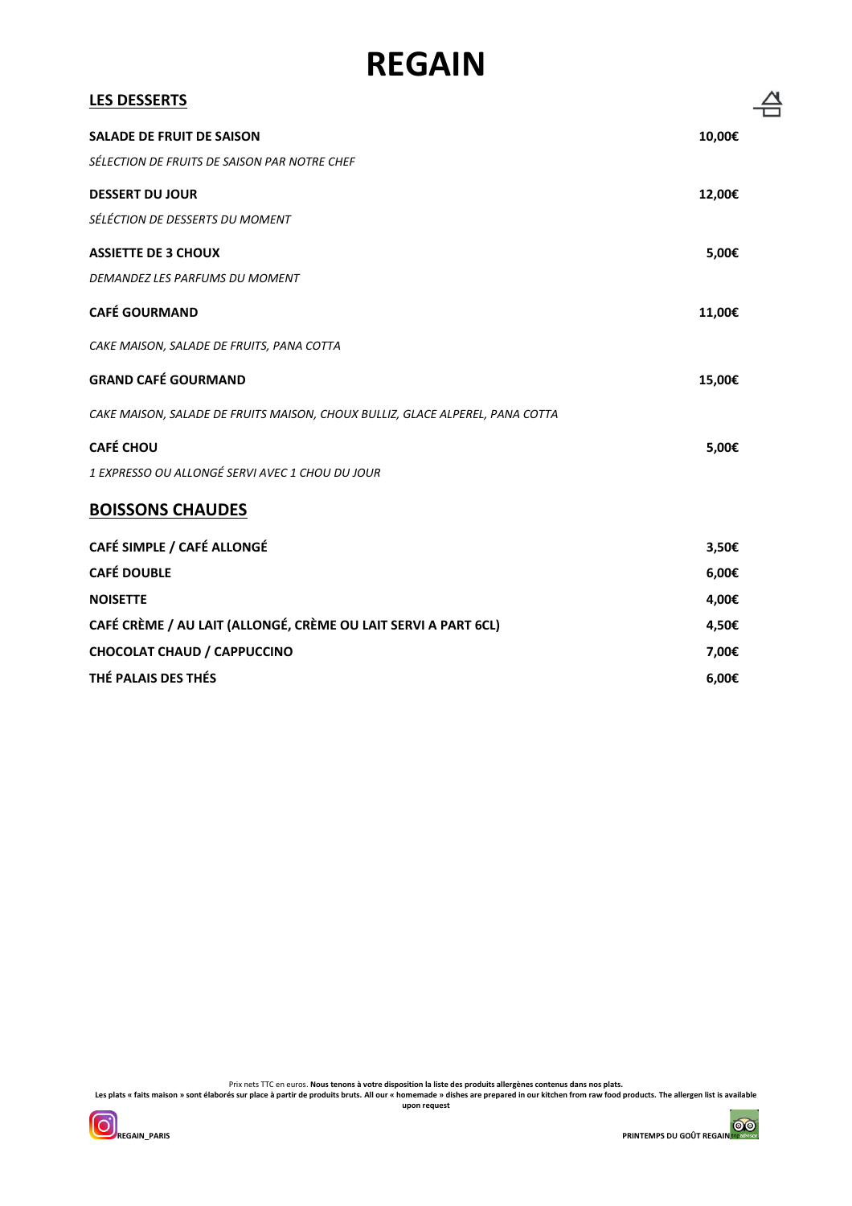# REGAIN

## LES DESSERTS

**SALADE DE FRUIT DE SAISON** — **10,00€**

*SÉLECTION DE FRUITS DE SAISON PAR NOTRE CHEF*

**DESSERT DU JOUR** — **12,00€**

*SÉLÉCTION DE DESSERTS DU MOMENT*

**ASSIETTE DE 3 CHOUX** — **5,00€**

*DEMANDEZ LES PARFUMS DU MOMENT*

**CAFÉ GOURMAND** — **11,00€**

*CAKE MAISON, SALADE DE FRUITS, PANA COTTA*

**GRAND CAFÉ GOURMAND** — **15,00€**

*CAKE MAISON, SALADE DE FRUITS MAISON, CHOUX BULLIZ, GLACE ALPEREL, PANA COTTA*

**CAFÉ CHOU** — **5,00€**

*1 EXPRESSO OU ALLONGÉ SERVI AVEC 1 CHOU DU JOUR*

## BOISSONS CHAUDES

| | |
|---|---|
| **CAFÉ SIMPLE / CAFÉ ALLONGÉ** | **3,50€** |
| **CAFÉ DOUBLE** | **6,00€** |
| **NOISETTE** | **4,00€** |
| **CAFÉ CRÈME / AU LAIT (ALLONGÉ, CRÈME OU LAIT SERVI A PART 6CL)** | **4,50€** |
| **CHOCOLAT CHAUD / CAPPUCCINO** | **7,00€** |
| **THÉ PALAIS DES THÉS** | **6,00€** |

Prix nets TTC en euros. **Nous tenons à votre disposition la liste des produits allergènes contenus dans nos plats.**
**Les plats « faits maison » sont élaborés sur place à partir de produits bruts. All our « homemade » dishes are prepared in our kitchen from raw food products. The allergen list is available upon request**

**REGAIN_PARIS** — **PRINTEMPS DU GOÛT REGAIN**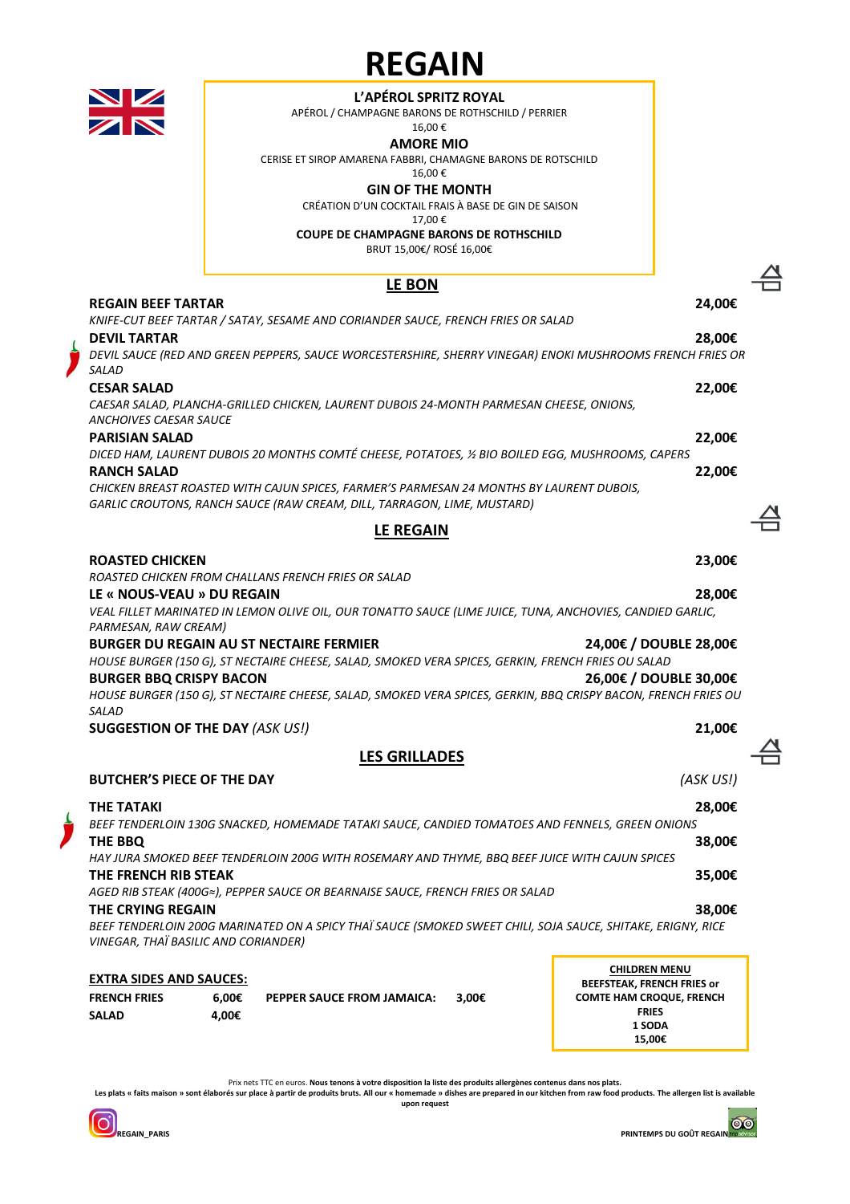# REGAIN

**L'APÉROL SPRITZ ROYAL**
APÉROL / CHAMPAGNE BARONS DE ROTHSCHILD / PERRIER
16,00 €

**AMORE MIO**
CERISE ET SIROP AMARENA FABBRI, CHAMAGNE BARONS DE ROTSCHILD
16,00 €

**GIN OF THE MONTH**
CRÉATION D'UN COCKTAIL FRAIS À BASE DE GIN DE SAISON
17,00 €

**COUPE DE CHAMPAGNE BARONS DE ROTHSCHILD**
BRUT 15,00€/ ROSÉ 16,00€

## LE BON

**REGAIN BEEF TARTAR** — **24,00€**
*KNIFE-CUT BEEF TARTAR / SATAY, SESAME AND CORIANDER SAUCE, FRENCH FRIES OR SALAD*

**DEVIL TARTAR** — **28,00€**
*DEVIL SAUCE (RED AND GREEN PEPPERS, SAUCE WORCESTERSHIRE, SHERRY VINEGAR) ENOKI MUSHROOMS FRENCH FRIES OR SALAD*

**CESAR SALAD** — **22,00€**
*CAESAR SALAD, PLANCHA-GRILLED CHICKEN, LAURENT DUBOIS 24-MONTH PARMESAN CHEESE, ONIONS, ANCHOIVES CAESAR SAUCE*

**PARISIAN SALAD** — **22,00€**
*DICED HAM, LAURENT DUBOIS 20 MONTHS COMTÉ CHEESE, POTATOES, ½ BIO BOILED EGG, MUSHROOMS, CAPERS*

**RANCH SALAD** — **22,00€**
*CHICKEN BREAST ROASTED WITH CAJUN SPICES, FARMER'S PARMESAN 24 MONTHS BY LAURENT DUBOIS, GARLIC CROUTONS, RANCH SAUCE (RAW CREAM, DILL, TARRAGON, LIME, MUSTARD)*

## LE REGAIN

**ROASTED CHICKEN** — **23,00€**
*ROASTED CHICKEN FROM CHALLANS FRENCH FRIES OR SALAD*

**LE « NOUS-VEAU » DU REGAIN** — **28,00€**
*VEAL FILLET MARINATED IN LEMON OLIVE OIL, OUR TONATTO SAUCE (LIME JUICE, TUNA, ANCHOVIES, CANDIED GARLIC, PARMESAN, RAW CREAM)*

**BURGER DU REGAIN AU ST NECTAIRE FERMIER** — **24,00€ / DOUBLE 28,00€**
*HOUSE BURGER (150 G), ST NECTAIRE CHEESE, SALAD, SMOKED VERA SPICES, GERKIN, FRENCH FRIES OU SALAD*

**BURGER BBQ CRISPY BACON** — **26,00€ / DOUBLE 30,00€**
*HOUSE BURGER (150 G), ST NECTAIRE CHEESE, SALAD, SMOKED VERA SPICES, GERKIN, BBQ CRISPY BACON, FRENCH FRIES OU SALAD*

**SUGGESTION OF THE DAY** *(ASK US!)* — **21,00€**

## LES GRILLADES

**BUTCHER'S PIECE OF THE DAY** — *(ASK US!)*

**THE TATAKI** — **28,00€**
*BEEF TENDERLOIN 130G SNACKED, HOMEMADE TATAKI SAUCE, CANDIED TOMATOES AND FENNELS, GREEN ONIONS*

**THE BBQ** — **38,00€**
*HAY JURA SMOKED BEEF TENDERLOIN 200G WITH ROSEMARY AND THYME, BBQ BEEF JUICE WITH CAJUN SPICES*

**THE FRENCH RIB STEAK** — **35,00€**
*AGED RIB STEAK (400G≈), PEPPER SAUCE OR BEARNAISE SAUCE, FRENCH FRIES OR SALAD*

**THE CRYING REGAIN** — **38,00€**
*BEEF TENDERLOIN 200G MARINATED ON A SPICY THAÏ SAUCE (SMOKED SWEET CHILI, SOJA SAUCE, SHITAKE, ERIGNY, RICE VINEGAR, THAÏ BASILIC AND CORIANDER)*

**EXTRA SIDES AND SAUCES:**

| | | | |
|---|---|---|---|
| **FRENCH FRIES** | **6,00€** | **PEPPER SAUCE FROM JAMAICA:** | **3,00€** |
| **SALAD** | **4,00€** | | |

**CHILDREN MENU**
**BEEFSTEAK, FRENCH FRIES or COMTE HAM CROQUE, FRENCH FRIES**
**1 SODA**
**15,00€**

Prix nets TTC en euros. **Nous tenons à votre disposition la liste des produits allergènes contenus dans nos plats.**
**Les plats « faits maison » sont élaborés sur place à partir de produits bruts. All our « homemade » dishes are prepared in our kitchen from raw food products. The allergen list is available upon request**

**REGAIN_PARIS** **PRINTEMPS DU GOÛT REGAIN**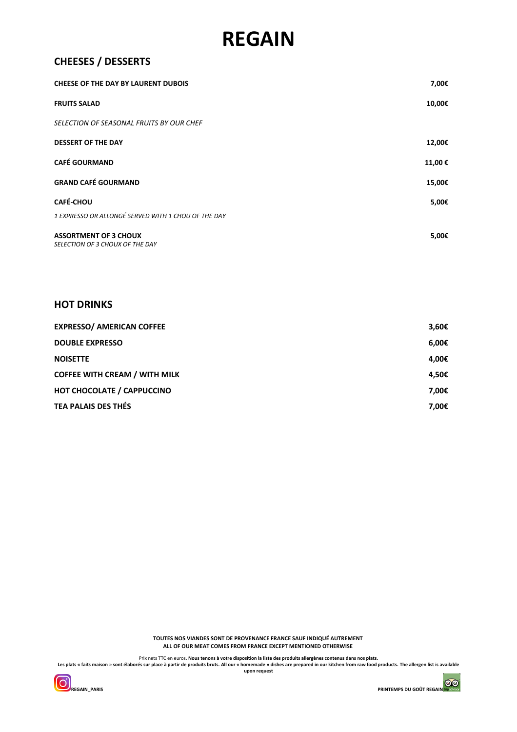# REGAIN

## CHEESES / DESSERTS

| | |
|---|---|
| **CHEESE OF THE DAY BY LAURENT DUBOIS** | **7,00€** |
| **FRUITS SALAD** | **10,00€** |
| *SELECTION OF SEASONAL FRUITS BY OUR CHEF* | |
| **DESSERT OF THE DAY** | **12,00€** |
| **CAFÉ GOURMAND** | **11,00 €** |
| **GRAND CAFÉ GOURMAND** | **15,00€** |
| **CAFÉ-CHOU** | **5,00€** |
| *1 EXPRESSO OR ALLONGÉ SERVED WITH 1 CHOU OF THE DAY* | |
| **ASSORTMENT OF 3 CHOUX**<br>*SELECTION OF 3 CHOUX OF THE DAY* | **5,00€** |

## HOT DRINKS

| | |
|---|---|
| **EXPRESSO/ AMERICAN COFFEE** | **3,60€** |
| **DOUBLE EXPRESSO** | **6,00€** |
| **NOISETTE** | **4,00€** |
| **COFFEE WITH CREAM / WITH MILK** | **4,50€** |
| **HOT CHOCOLATE / CAPPUCCINO** | **7,00€** |
| **TEA PALAIS DES THÉS** | **7,00€** |

**TOUTES NOS VIANDES SONT DE PROVENANCE FRANCE SAUF INDIQUÉ AUTREMENT**
**ALL OF OUR MEAT COMES FROM FRANCE EXCEPT MENTIONED OTHERWISE**

Prix nets TTC en euros. **Nous tenons à votre disposition la liste des produits allergènes contenus dans nos plats.**
**Les plats « faits maison » sont élaborés sur place à partir de produits bruts. All our « homemade » dishes are prepared in our kitchen from raw food products. The allergen list is available upon request**

**REGAIN_PARIS**

**PRINTEMPS DU GOÛT REGAIN**